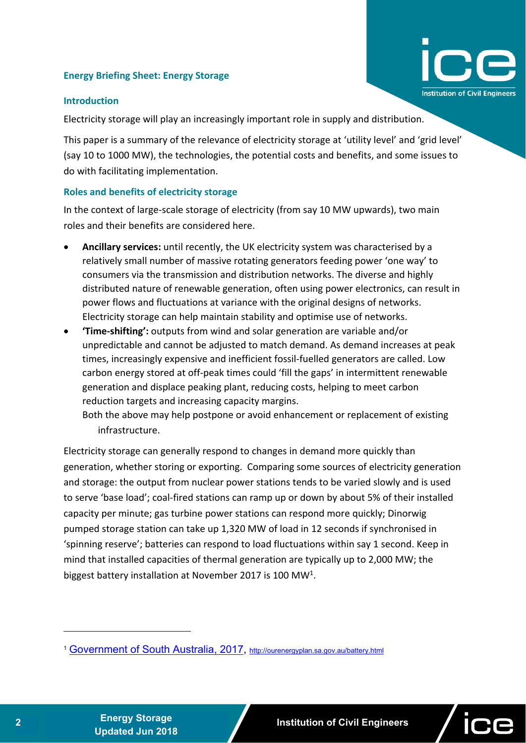# Energy Briefing Sheet: Energy Storage

## Introduction

Electricity storage will play an increasingly important role in supply and distribution.

This paper is a summary of the relevance of electricity storage at 'utility level' and 'grid level' (say 10 to 1000 MW), the technologies, the potential costs and benefits, and some issues to do with facilitating implementation.

## Roles and benefits of electricity storage

In the context of large-scale storage of electricity (from say 10 MW upwards), two main roles and their benefits are considered here.

- **Ancillary services:** until recently, the UK electricity system was characterised by a relatively small number of massive rotating generators feeding power 'one way' to consumers via the transmission and distribution networks. The diverse and highly distributed nature of renewable generation, often using power electronics, can result in power flows and fluctuations at variance with the original designs of networks. Electricity storage can help maintain stability and optimise use of networks.
- **'Time-shifting':** outputs from wind and solar generation are variable and/or unpredictable and cannot be adjusted to match demand. As demand increases at peak times, increasingly expensive and inefficient fossil-fuelled generators are called. Low carbon energy stored at off-peak times could 'fill the gaps' in intermittent renewable generation and displace peaking plant, reducing costs, helping to meet carbon reduction targets and increasing capacity margins.

  Both the above may help postpone or avoid enhancement or replacement of existing infrastructure.

Electricity storage can generally respond to changes in demand more quickly than generation, whether storing or exporting. Comparing some sources of electricity generation and storage: the output from nuclear power stations tends to be varied slowly and is used to serve 'base load'; coal-fired stations can ramp up or down by about 5% of their installed capacity per minute; gas turbine power stations can respond more quickly; Dinorwig pumped storage station can take up 1,320 MW of load in 12 seconds if synchronised in 'spinning reserve'; batteries can respond to load fluctuations within say 1 second. Keep in mind that installed capacities of thermal generation are typically up to 2,000 MW; the biggest battery installation at November 2017 is 100 MW[1].

[1] Government of South Australia, 2017, http://ourenergyplan.sa.gov.au/battery.html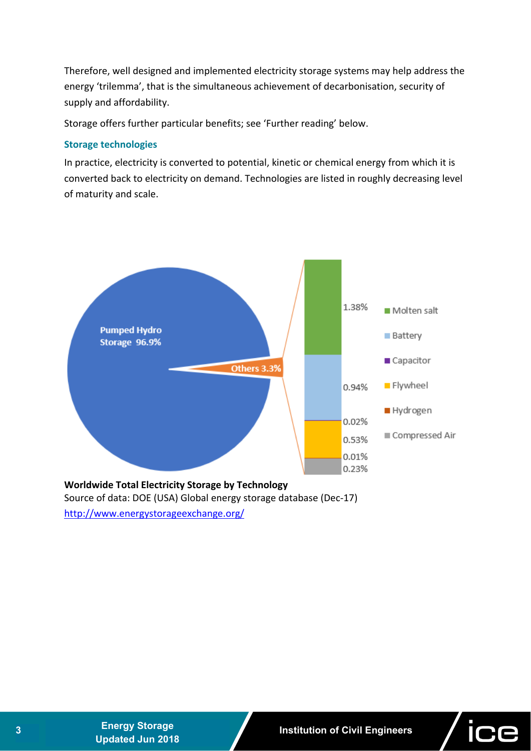Therefore, well designed and implemented electricity storage systems may help address the energy 'trilemma', that is the simultaneous achievement of decarbonisation, security of supply and affordability.

Storage offers further particular benefits; see 'Further reading' below.

### Storage technologies

In practice, electricity is converted to potential, kinetic or chemical energy from which it is converted back to electricity on demand. Technologies are listed in roughly decreasing level of maturity and scale.

**Worldwide Total Electricity Storage by Technology**
Source of data: DOE (USA) Global energy storage database (Dec-17)
[http://www.energystorageexchange.org/](http://www.energystorageexchange.org/)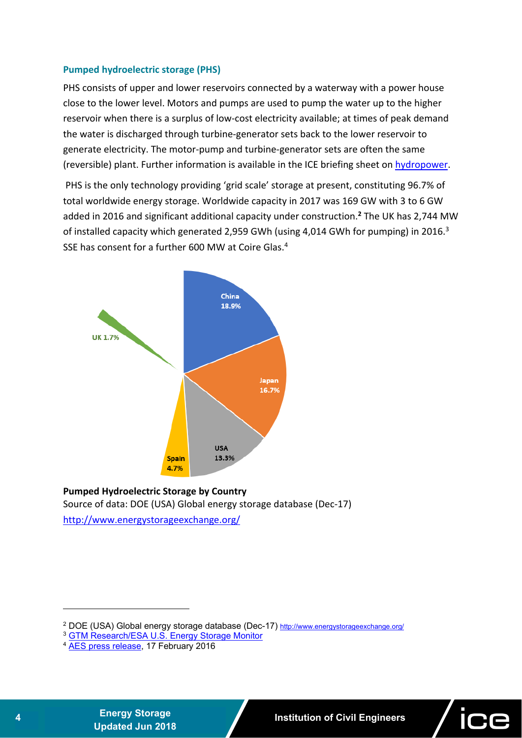### Pumped hydroelectric storage (PHS)

PHS consists of upper and lower reservoirs connected by a waterway with a power house close to the lower level. Motors and pumps are used to pump the water up to the higher reservoir when there is a surplus of low-cost electricity available; at times of peak demand the water is discharged through turbine-generator sets back to the lower reservoir to generate electricity. The motor-pump and turbine-generator sets are often the same (reversible) plant. Further information is available in the ICE briefing sheet on hydropower.

PHS is the only technology providing 'grid scale' storage at present, constituting 96.7% of total worldwide energy storage. Worldwide capacity in 2017 was 169 GW with 3 to 6 GW added in 2016 and significant additional capacity under construction.[2] The UK has 2,744 MW of installed capacity which generated 2,959 GWh (using 4,014 GWh for pumping) in 2016.[3] SSE has consent for a further 600 MW at Coire Glas.[4]

China 18.9%
Japan 16.7%
USA 13.3%
Spain 4.7%
UK 1.7%

**Pumped Hydroelectric Storage by Country**
Source of data: DOE (USA) Global energy storage database (Dec-17)
http://www.energystorageexchange.org/

---

[2] DOE (USA) Global energy storage database (Dec-17) http://www.energystorageexchange.org/
[3] GTM Research/ESA U.S. Energy Storage Monitor
[4] AES press release, 17 February 2016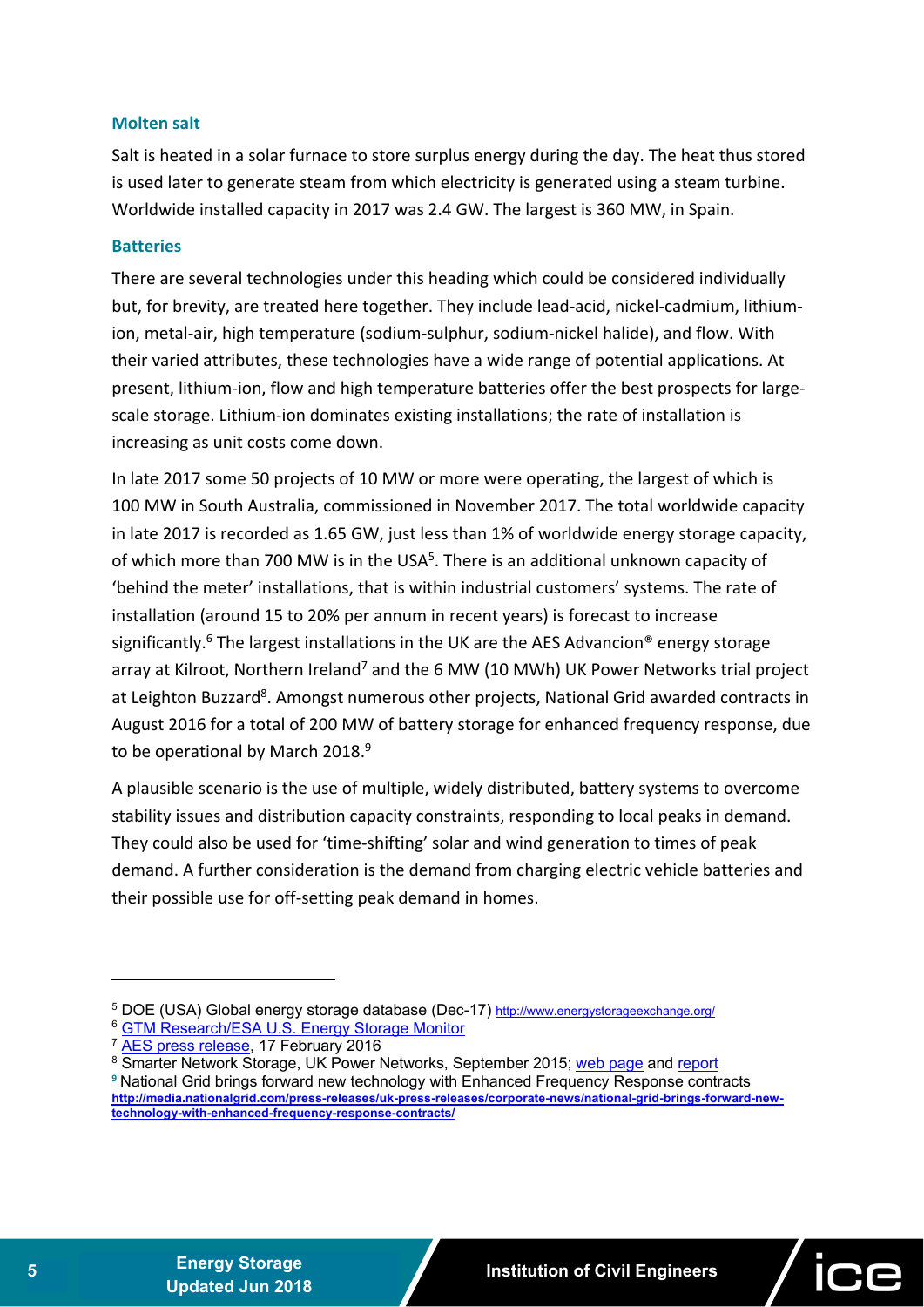### Molten salt

Salt is heated in a solar furnace to store surplus energy during the day. The heat thus stored is used later to generate steam from which electricity is generated using a steam turbine. Worldwide installed capacity in 2017 was 2.4 GW. The largest is 360 MW, in Spain.

### Batteries

There are several technologies under this heading which could be considered individually but, for brevity, are treated here together. They include lead-acid, nickel-cadmium, lithium-ion, metal-air, high temperature (sodium-sulphur, sodium-nickel halide), and flow. With their varied attributes, these technologies have a wide range of potential applications. At present, lithium-ion, flow and high temperature batteries offer the best prospects for large-scale storage. Lithium-ion dominates existing installations; the rate of installation is increasing as unit costs come down.

In late 2017 some 50 projects of 10 MW or more were operating, the largest of which is 100 MW in South Australia, commissioned in November 2017. The total worldwide capacity in late 2017 is recorded as 1.65 GW, just less than 1% of worldwide energy storage capacity, of which more than 700 MW is in the USA[5]. There is an additional unknown capacity of 'behind the meter' installations, that is within industrial customers' systems. The rate of installation (around 15 to 20% per annum in recent years) is forecast to increase significantly.[6] The largest installations in the UK are the AES Advancion® energy storage array at Kilroot, Northern Ireland[7] and the 6 MW (10 MWh) UK Power Networks trial project at Leighton Buzzard[8]. Amongst numerous other projects, National Grid awarded contracts in August 2016 for a total of 200 MW of battery storage for enhanced frequency response, due to be operational by March 2018.[9]

A plausible scenario is the use of multiple, widely distributed, battery systems to overcome stability issues and distribution capacity constraints, responding to local peaks in demand. They could also be used for 'time-shifting' solar and wind generation to times of peak demand. A further consideration is the demand from charging electric vehicle batteries and their possible use for off-setting peak demand in homes.

---

[5] DOE (USA) Global energy storage database (Dec-17) http://www.energystorageexchange.org/

[6] GTM Research/ESA U.S. Energy Storage Monitor

[7] AES press release, 17 February 2016

[8] Smarter Network Storage, UK Power Networks, September 2015; web page and report

[9] National Grid brings forward new technology with Enhanced Frequency Response contracts http://media.nationalgrid.com/press-releases/uk-press-releases/corporate-news/national-grid-brings-forward-new-technology-with-enhanced-frequency-response-contracts/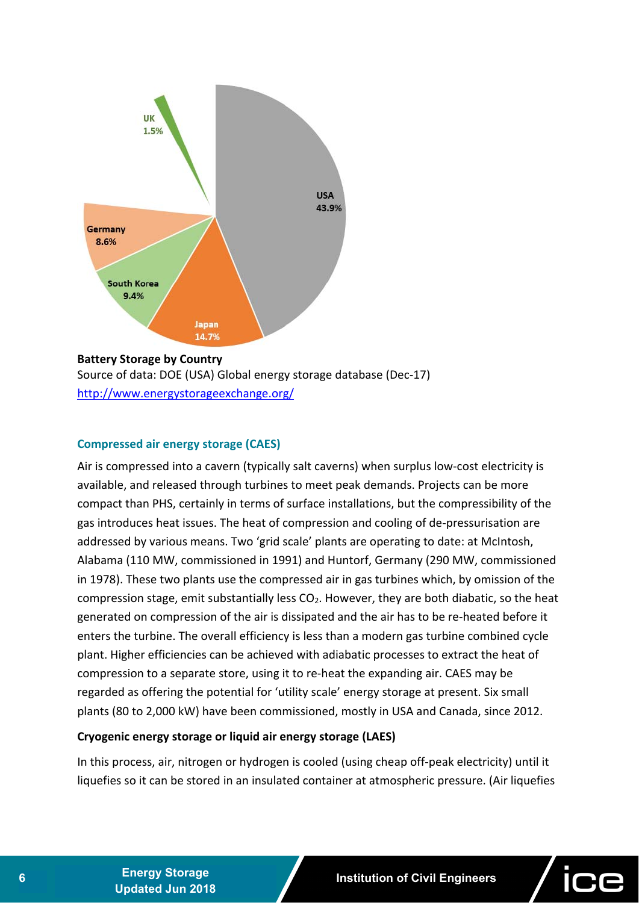UK 1.5%

USA 43.9%

Germany 8.6%

South Korea 9.4%

Japan 14.7%

**Battery Storage by Country**
Source of data: DOE (USA) Global energy storage database (Dec-17)
http://www.energystorageexchange.org/

### Compressed air energy storage (CAES)

Air is compressed into a cavern (typically salt caverns) when surplus low-cost electricity is available, and released through turbines to meet peak demands. Projects can be more compact than PHS, certainly in terms of surface installations, but the compressibility of the gas introduces heat issues. The heat of compression and cooling of de-pressurisation are addressed by various means. Two 'grid scale' plants are operating to date: at McIntosh, Alabama (110 MW, commissioned in 1991) and Huntorf, Germany (290 MW, commissioned in 1978). These two plants use the compressed air in gas turbines which, by omission of the compression stage, emit substantially less $CO_2$. However, they are both diabatic, so the heat generated on compression of the air is dissipated and the air has to be re-heated before it enters the turbine. The overall efficiency is less than a modern gas turbine combined cycle plant. Higher efficiencies can be achieved with adiabatic processes to extract the heat of compression to a separate store, using it to re-heat the expanding air. CAES may be regarded as offering the potential for 'utility scale' energy storage at present. Six small plants (80 to 2,000 kW) have been commissioned, mostly in USA and Canada, since 2012.

#### Cryogenic energy storage or liquid air energy storage (LAES)

In this process, air, nitrogen or hydrogen is cooled (using cheap off-peak electricity) until it liquefies so it can be stored in an insulated container at atmospheric pressure. (Air liquefies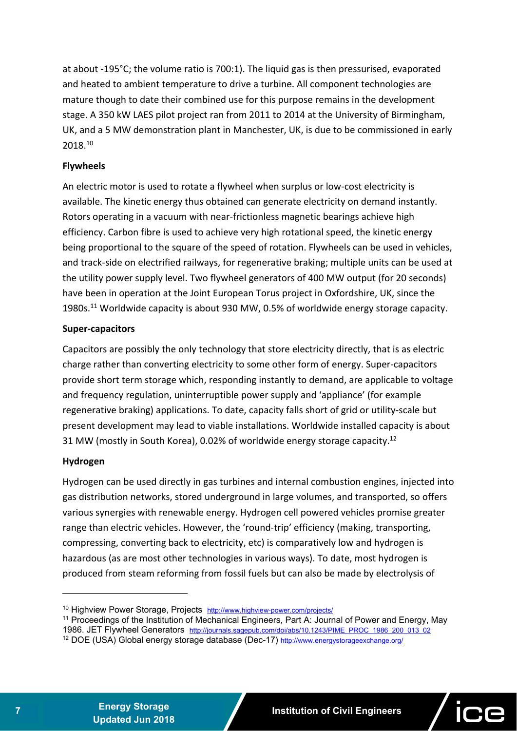at about -195°C; the volume ratio is 700:1). The liquid gas is then pressurised, evaporated and heated to ambient temperature to drive a turbine. All component technologies are mature though to date their combined use for this purpose remains in the development stage. A 350 kW LAES pilot project ran from 2011 to 2014 at the University of Birmingham, UK, and a 5 MW demonstration plant in Manchester, UK, is due to be commissioned in early 2018.[10]

**Flywheels**

An electric motor is used to rotate a flywheel when surplus or low-cost electricity is available. The kinetic energy thus obtained can generate electricity on demand instantly. Rotors operating in a vacuum with near-frictionless magnetic bearings achieve high efficiency. Carbon fibre is used to achieve very high rotational speed, the kinetic energy being proportional to the square of the speed of rotation. Flywheels can be used in vehicles, and track-side on electrified railways, for regenerative braking; multiple units can be used at the utility power supply level. Two flywheel generators of 400 MW output (for 20 seconds) have been in operation at the Joint European Torus project in Oxfordshire, UK, since the 1980s.[11] Worldwide capacity is about 930 MW, 0.5% of worldwide energy storage capacity.

**Super-capacitors**

Capacitors are possibly the only technology that store electricity directly, that is as electric charge rather than converting electricity to some other form of energy. Super-capacitors provide short term storage which, responding instantly to demand, are applicable to voltage and frequency regulation, uninterruptible power supply and 'appliance' (for example regenerative braking) applications. To date, capacity falls short of grid or utility-scale but present development may lead to viable installations. Worldwide installed capacity is about 31 MW (mostly in South Korea), 0.02% of worldwide energy storage capacity.[12]

**Hydrogen**

Hydrogen can be used directly in gas turbines and internal combustion engines, injected into gas distribution networks, stored underground in large volumes, and transported, so offers various synergies with renewable energy. Hydrogen cell powered vehicles promise greater range than electric vehicles. However, the 'round-trip' efficiency (making, transporting, compressing, converting back to electricity, etc) is comparatively low and hydrogen is hazardous (as are most other technologies in various ways). To date, most hydrogen is produced from steam reforming from fossil fuels but can also be made by electrolysis of

---

[10] Highview Power Storage, Projects http://www.highview-power.com/projects/

[11] Proceedings of the Institution of Mechanical Engineers, Part A: Journal of Power and Energy, May 1986. JET Flywheel Generators http://journals.sagepub.com/doi/abs/10.1243/PIME_PROC_1986_200_013_02

[12] DOE (USA) Global energy storage database (Dec-17) http://www.energystorageexchange.org/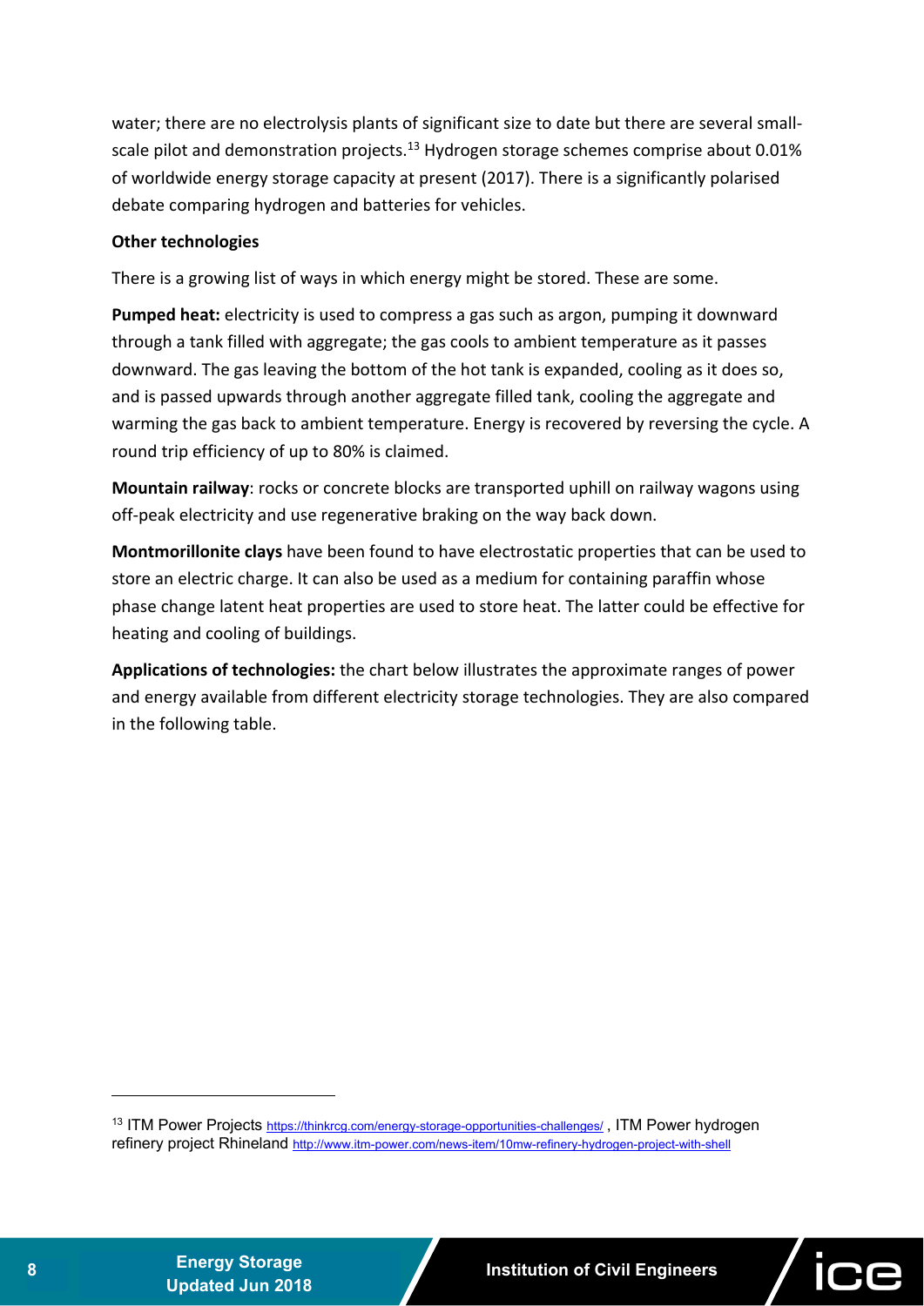water; there are no electrolysis plants of significant size to date but there are several small-scale pilot and demonstration projects.[13] Hydrogen storage schemes comprise about 0.01% of worldwide energy storage capacity at present (2017). There is a significantly polarised debate comparing hydrogen and batteries for vehicles.

**Other technologies**

There is a growing list of ways in which energy might be stored. These are some.

**Pumped heat:** electricity is used to compress a gas such as argon, pumping it downward through a tank filled with aggregate; the gas cools to ambient temperature as it passes downward. The gas leaving the bottom of the hot tank is expanded, cooling as it does so, and is passed upwards through another aggregate filled tank, cooling the aggregate and warming the gas back to ambient temperature. Energy is recovered by reversing the cycle. A round trip efficiency of up to 80% is claimed.

**Mountain railway**: rocks or concrete blocks are transported uphill on railway wagons using off-peak electricity and use regenerative braking on the way back down.

**Montmorillonite clays** have been found to have electrostatic properties that can be used to store an electric charge. It can also be used as a medium for containing paraffin whose phase change latent heat properties are used to store heat. The latter could be effective for heating and cooling of buildings.

**Applications of technologies:** the chart below illustrates the approximate ranges of power and energy available from different electricity storage technologies. They are also compared in the following table.

---

[13] ITM Power Projects https://thinkrcg.com/energy-storage-opportunities-challenges/ , ITM Power hydrogen refinery project Rhineland http://www.itm-power.com/news-item/10mw-refinery-hydrogen-project-with-shell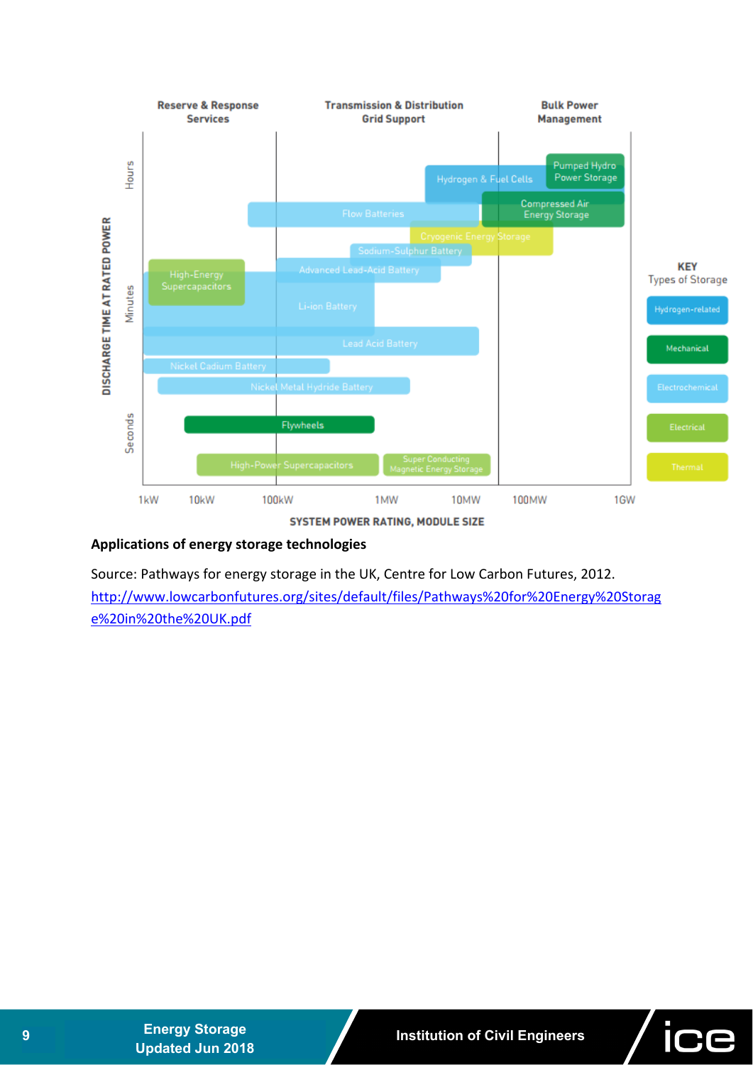**Applications of energy storage technologies**

Source: Pathways for energy storage in the UK, Centre for Low Carbon Futures, 2012. [http://www.lowcarbonfutures.org/sites/default/files/Pathways%20for%20Energy%20Storage%20in%20the%20UK.pdf](http://www.lowcarbonfutures.org/sites/default/files/Pathways%20for%20Energy%20Storage%20in%20the%20UK.pdf)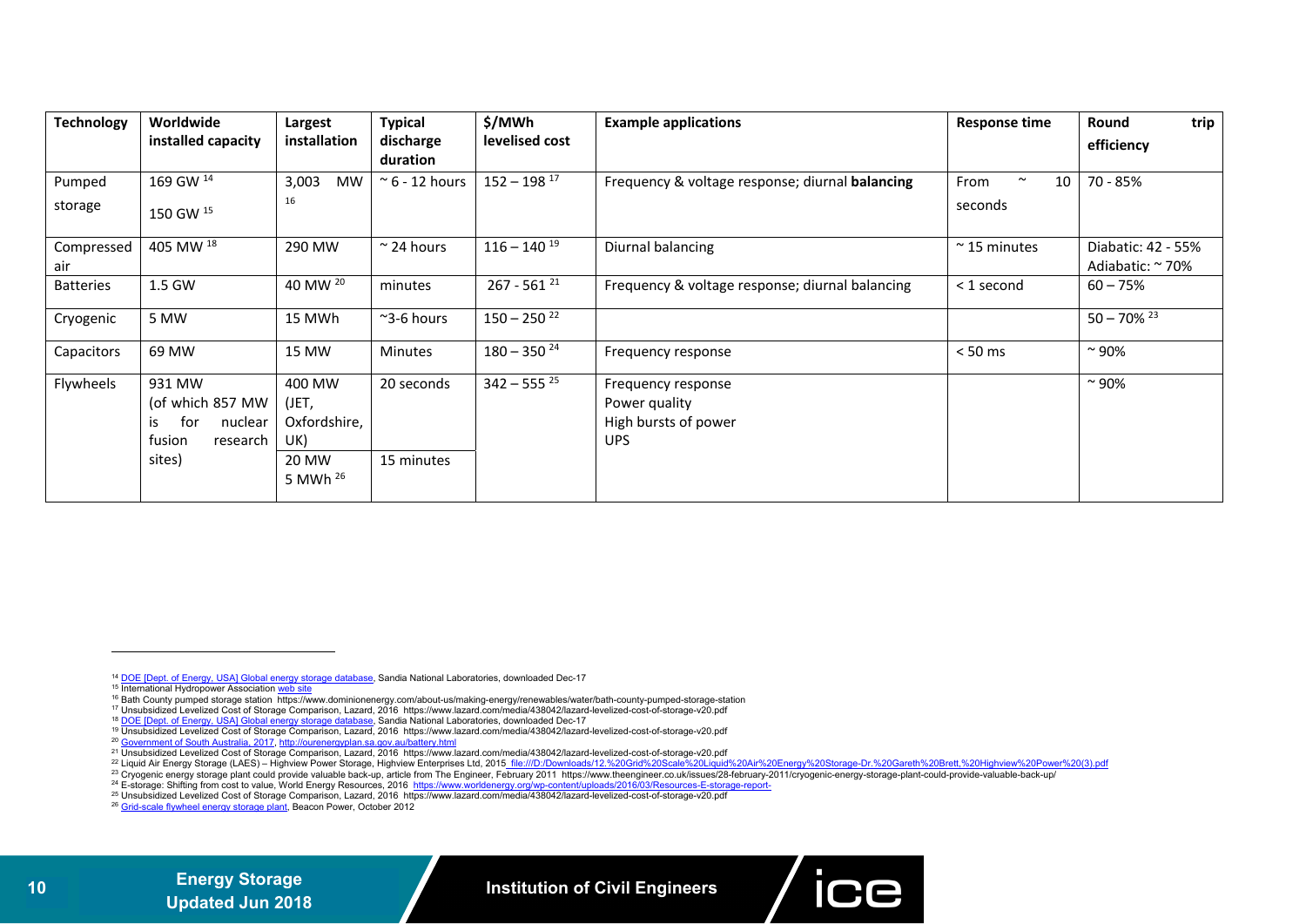| Technology | Worldwide installed capacity | Largest installation | Typical discharge duration | $/MWh levelised cost | Example applications | Response time | Round trip efficiency |
|---|---|---|---|---|---|---|---|
| Pumped storage | 169 GW [14]<br>150 GW [15] | 3,003 MW [16] | ~ 6 - 12 hours | 152 – 198 [17] | Frequency & voltage response; diurnal **balancing** | From ~ 10 seconds | 70 - 85% |
| Compressed air | 405 MW [18] | 290 MW | ~ 24 hours | 116 – 140 [19] | Diurnal balancing | ~ 15 minutes | Diabatic: 42 - 55%<br>Adiabatic: ~ 70% |
| Batteries | 1.5 GW | 40 MW [20] | minutes | 267 - 561 [21] | Frequency & voltage response; diurnal balancing | < 1 second | 60 – 75% |
| Cryogenic | 5 MW | 15 MWh | ~3-6 hours | 150 – 250 [22] | | | 50 – 70% [23] |
| Capacitors | 69 MW | 15 MW | Minutes | 180 – 350 [24] | Frequency response | < 50 ms | ~ 90% |
| Flywheels | 931 MW (of which 857 MW is for nuclear fusion research sites) | 400 MW (JET, Oxfordshire, UK)<br>20 MW 5 MWh [26] | 20 seconds<br>15 minutes | 342 – 555 [25] | Frequency response<br>Power quality<br>High bursts of power<br>UPS | | ~ 90% |

[14] DOE [Dept. of Energy, USA] Global energy storage database, Sandia National Laboratories, downloaded Dec-17
[15] International Hydropower Association web site
[16] Bath County pumped storage station https://www.dominionenergy.com/about-us/making-energy/renewables/water/bath-county-pumped-storage-station
[17] Unsubsidized Levelized Cost of Storage Comparison, Lazard, 2016 https://www.lazard.com/media/438042/lazard-levelized-cost-of-storage-v20.pdf
[18] DOE [Dept. of Energy, USA] Global energy storage database, Sandia National Laboratories, downloaded Dec-17
[19] Unsubsidized Levelized Cost of Storage Comparison, Lazard, 2016 https://www.lazard.com/media/438042/lazard-levelized-cost-of-storage-v20.pdf
[20] Government of South Australia, 2017, http://ourenergyplan.sa.gov.au/battery.html
[21] Unsubsidized Levelized Cost of Storage Comparison, Lazard, 2016 https://www.lazard.com/media/438042/lazard-levelized-cost-of-storage-v20.pdf
[22] Liquid Air Energy Storage (LAES) – Highview Power Storage, Highview Enterprises Ltd, 2015 file:///D:/Downloads/12.%20Grid%20Scale%20Liquid%20Air%20Energy%20Storage-Dr.%20Gareth%20Brett,%20Highview%20Power%20(3).pdf
[23] Cryogenic energy storage plant could provide valuable back-up, article from The Engineer, February 2011 https://www.theengineer.co.uk/issues/28-february-2011/cryogenic-energy-storage-plant-could-provide-valuable-back-up/
[24] E-storage: Shifting from cost to value, World Energy Resources, 2016 https://www.worldenergy.org/wp-content/uploads/2016/03/Resources-E-storage-report-
[25] Unsubsidized Levelized Cost of Storage Comparison, Lazard, 2016 https://www.lazard.com/media/438042/lazard-levelized-cost-of-storage-v20.pdf
[26] Grid-scale flywheel energy storage plant, Beacon Power, October 2012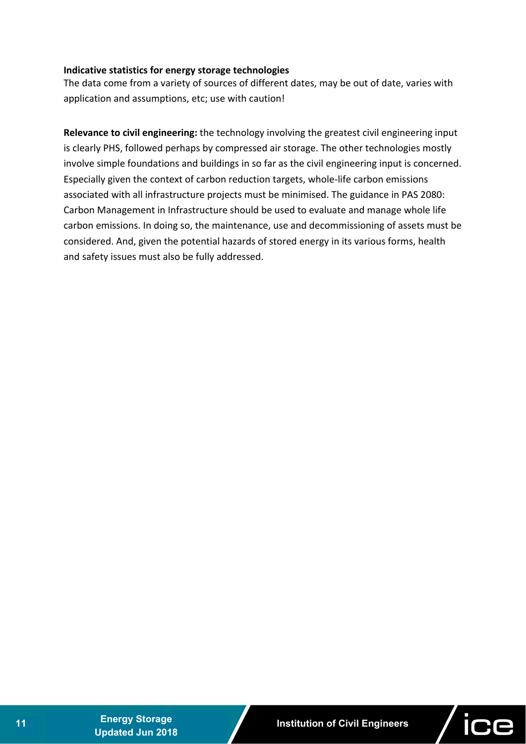**Indicative statistics for energy storage technologies**

The data come from a variety of sources of different dates, may be out of date, varies with application and assumptions, etc; use with caution!

**Relevance to civil engineering:** the technology involving the greatest civil engineering input is clearly PHS, followed perhaps by compressed air storage. The other technologies mostly involve simple foundations and buildings in so far as the civil engineering input is concerned. Especially given the context of carbon reduction targets, whole-life carbon emissions associated with all infrastructure projects must be minimised. The guidance in PAS 2080: Carbon Management in Infrastructure should be used to evaluate and manage whole life carbon emissions. In doing so, the maintenance, use and decommissioning of assets must be considered. And, given the potential hazards of stored energy in its various forms, health and safety issues must also be fully addressed.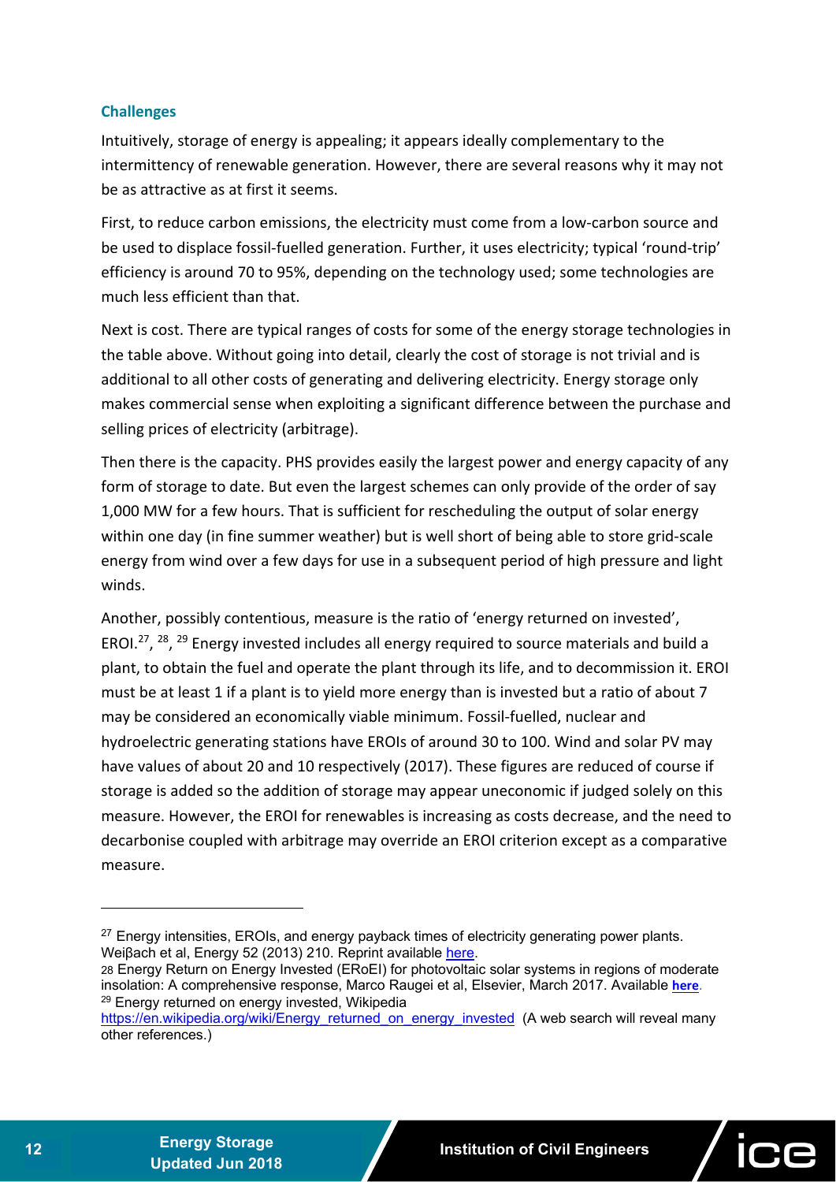### Challenges

Intuitively, storage of energy is appealing; it appears ideally complementary to the intermittency of renewable generation. However, there are several reasons why it may not be as attractive as at first it seems.

First, to reduce carbon emissions, the electricity must come from a low-carbon source and be used to displace fossil-fuelled generation. Further, it uses electricity; typical 'round-trip' efficiency is around 70 to 95%, depending on the technology used; some technologies are much less efficient than that.

Next is cost. There are typical ranges of costs for some of the energy storage technologies in the table above. Without going into detail, clearly the cost of storage is not trivial and is additional to all other costs of generating and delivering electricity. Energy storage only makes commercial sense when exploiting a significant difference between the purchase and selling prices of electricity (arbitrage).

Then there is the capacity. PHS provides easily the largest power and energy capacity of any form of storage to date. But even the largest schemes can only provide of the order of say 1,000 MW for a few hours. That is sufficient for rescheduling the output of solar energy within one day (in fine summer weather) but is well short of being able to store grid-scale energy from wind over a few days for use in a subsequent period of high pressure and light winds.

Another, possibly contentious, measure is the ratio of 'energy returned on invested', EROI.[27], [28], [29] Energy invested includes all energy required to source materials and build a plant, to obtain the fuel and operate the plant through its life, and to decommission it. EROI must be at least 1 if a plant is to yield more energy than is invested but a ratio of about 7 may be considered an economically viable minimum. Fossil-fuelled, nuclear and hydroelectric generating stations have EROIs of around 30 to 100. Wind and solar PV may have values of about 20 and 10 respectively (2017). These figures are reduced of course if storage is added so the addition of storage may appear uneconomic if judged solely on this measure. However, the EROI for renewables is increasing as costs decrease, and the need to decarbonise coupled with arbitrage may override an EROI criterion except as a comparative measure.

---

[27] Energy intensities, EROIs, and energy payback times of electricity generating power plants. Weiβach et al, Energy 52 (2013) 210. Reprint available here.

[28] Energy Return on Energy Invested (ERoEI) for photovoltaic solar systems in regions of moderate insolation: A comprehensive response, Marco Raugei et al, Elsevier, March 2017. Available **here**.

[29] Energy returned on energy invested, Wikipedia https://en.wikipedia.org/wiki/Energy_returned_on_energy_invested (A web search will reveal many other references.)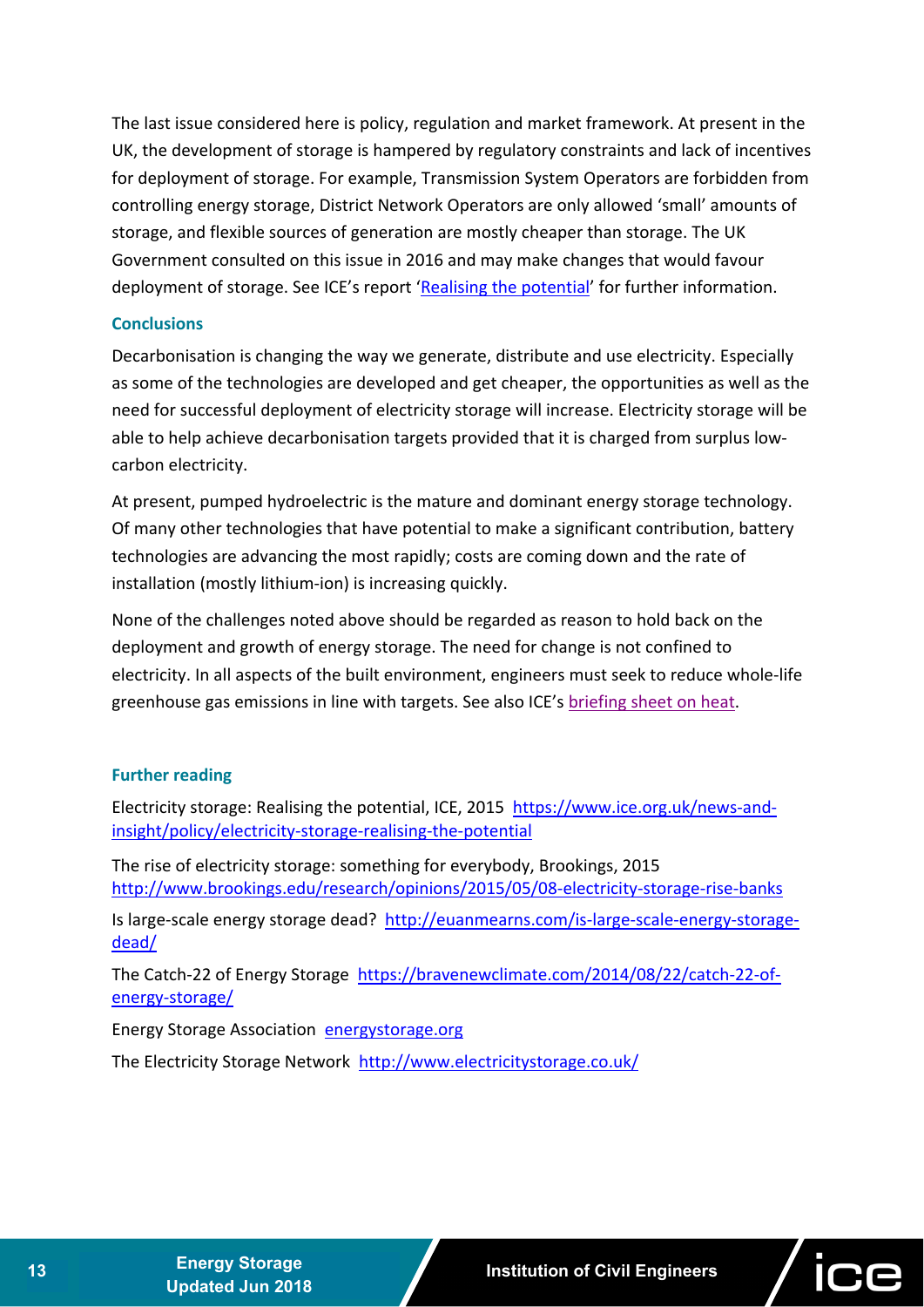The last issue considered here is policy, regulation and market framework. At present in the UK, the development of storage is hampered by regulatory constraints and lack of incentives for deployment of storage. For example, Transmission System Operators are forbidden from controlling energy storage, District Network Operators are only allowed 'small' amounts of storage, and flexible sources of generation are mostly cheaper than storage. The UK Government consulted on this issue in 2016 and may make changes that would favour deployment of storage. See ICE's report 'Realising the potential' for further information.

### Conclusions

Decarbonisation is changing the way we generate, distribute and use electricity. Especially as some of the technologies are developed and get cheaper, the opportunities as well as the need for successful deployment of electricity storage will increase. Electricity storage will be able to help achieve decarbonisation targets provided that it is charged from surplus low-carbon electricity.

At present, pumped hydroelectric is the mature and dominant energy storage technology. Of many other technologies that have potential to make a significant contribution, battery technologies are advancing the most rapidly; costs are coming down and the rate of installation (mostly lithium-ion) is increasing quickly.

None of the challenges noted above should be regarded as reason to hold back on the deployment and growth of energy storage. The need for change is not confined to electricity. In all aspects of the built environment, engineers must seek to reduce whole-life greenhouse gas emissions in line with targets. See also ICE's briefing sheet on heat.

### Further reading

Electricity storage: Realising the potential, ICE, 2015 https://www.ice.org.uk/news-and-insight/policy/electricity-storage-realising-the-potential

The rise of electricity storage: something for everybody, Brookings, 2015 http://www.brookings.edu/research/opinions/2015/05/08-electricity-storage-rise-banks

Is large-scale energy storage dead? http://euanmearns.com/is-large-scale-energy-storage-dead/

The Catch-22 of Energy Storage https://bravenewclimate.com/2014/08/22/catch-22-of-energy-storage/

Energy Storage Association energystorage.org

The Electricity Storage Network http://www.electricitystorage.co.uk/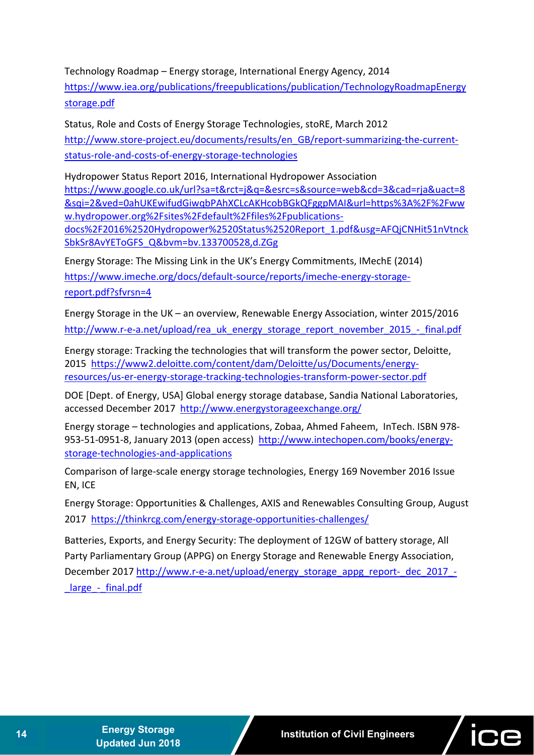Technology Roadmap – Energy storage, International Energy Agency, 2014
https://www.iea.org/publications/freepublications/publication/TechnologyRoadmapEnergystorage.pdf

Status, Role and Costs of Energy Storage Technologies, stoRE, March 2012
http://www.store-project.eu/documents/results/en_GB/report-summarizing-the-current-status-role-and-costs-of-energy-storage-technologies

Hydropower Status Report 2016, International Hydropower Association
https://www.google.co.uk/url?sa=t&rct=j&q=&esrc=s&source=web&cd=3&cad=rja&uact=8&sqi=2&ved=0ahUKEwifudGiwqbPAhXCLcAKHcobBGkQFggpMAI&url=https%3A%2F%2Fwww.hydropower.org%2Fsites%2Fdefault%2Ffiles%2Fpublications-docs%2F2016%2520Hydropower%2520Status%2520Report_1.pdf&usg=AFQjCNHit51nVtnckSbkSr8AvYEToGFS_Q&bvm=bv.133700528,d.ZGg

Energy Storage: The Missing Link in the UK's Energy Commitments, IMechE (2014)
https://www.imeche.org/docs/default-source/reports/imeche-energy-storage-report.pdf?sfvrsn=4

Energy Storage in the UK – an overview, Renewable Energy Association, winter 2015/2016
http://www.r-e-a.net/upload/rea_uk_energy_storage_report_november_2015_-_final.pdf

Energy storage: Tracking the technologies that will transform the power sector, Deloitte, 2015 https://www2.deloitte.com/content/dam/Deloitte/us/Documents/energy-resources/us-er-energy-storage-tracking-technologies-transform-power-sector.pdf

DOE [Dept. of Energy, USA] Global energy storage database, Sandia National Laboratories, accessed December 2017 http://www.energystorageexchange.org/

Energy storage – technologies and applications, Zobaa, Ahmed Faheem, InTech. ISBN 978-953-51-0951-8, January 2013 (open access) http://www.intechopen.com/books/energy-storage-technologies-and-applications

Comparison of large-scale energy storage technologies, Energy 169 November 2016 Issue EN, ICE

Energy Storage: Opportunities & Challenges, AXIS and Renewables Consulting Group, August 2017 https://thinkrcg.com/energy-storage-opportunities-challenges/

Batteries, Exports, and Energy Security: The deployment of 12GW of battery storage, All Party Parliamentary Group (APPG) on Energy Storage and Renewable Energy Association, December 2017 http://www.r-e-a.net/upload/energy_storage_appg_report-_dec_2017_-_large_-_final.pdf